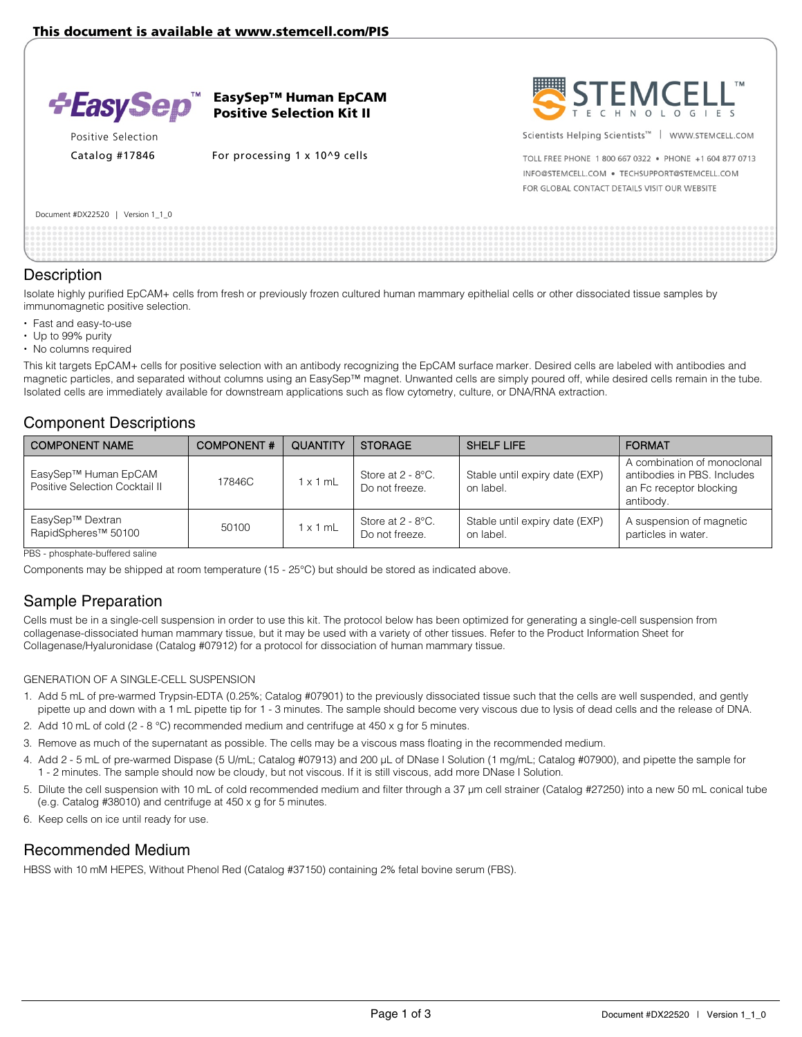This document is available at www.stemcell.com/PIS

# EasySep™ Human EpCAM Positive Selection Kit II

Positive Selection

Catalog #17846

For processing 1 x 10^9 cells

Scientists Helping Scientists™ | WWW.STEMCELL.COM

TOLL FREE PHONE 1 800 667 0322 • PHONE +1 604 877 0713

INFO@STEMCELL.COM • TECHSUPPORT@STEMCELL.COM

FOR GLOBAL CONTACT DETAILS VISIT OUR WEBSITE

Document #DX22520 | Version 1_1_0

## Description

Isolate highly purified EpCAM+ cells from fresh or previously frozen cultured human mammary epithelial cells or other dissociated tissue samples by immunomagnetic positive selection.

- Fast and easy-to-use
- Up to 99% purity
- No columns required

This kit targets EpCAM+ cells for positive selection with an antibody recognizing the EpCAM surface marker. Desired cells are labeled with antibodies and magnetic particles, and separated without columns using an EasySep™ magnet. Unwanted cells are simply poured off, while desired cells remain in the tube. Isolated cells are immediately available for downstream applications such as flow cytometry, culture, or DNA/RNA extraction.

## Component Descriptions

| COMPONENT NAME | COMPONENT # | QUANTITY | STORAGE | SHELF LIFE | FORMAT |
|---|---|---|---|---|---|
| EasySep™ Human EpCAM Positive Selection Cocktail II | 17846C | 1 x 1 mL | Store at 2 - 8°C. Do not freeze. | Stable until expiry date (EXP) on label. | A combination of monoclonal antibodies in PBS. Includes an Fc receptor blocking antibody. |
| EasySep™ Dextran RapidSpheres™ 50100 | 50100 | 1 x 1 mL | Store at 2 - 8°C. Do not freeze. | Stable until expiry date (EXP) on label. | A suspension of magnetic particles in water. |

PBS - phosphate-buffered saline

Components may be shipped at room temperature (15 - 25°C) but should be stored as indicated above.

## Sample Preparation

Cells must be in a single-cell suspension in order to use this kit. The protocol below has been optimized for generating a single-cell suspension from collagenase-dissociated human mammary tissue, but it may be used with a variety of other tissues. Refer to the Product Information Sheet for Collagenase/Hyaluronidase (Catalog #07912) for a protocol for dissociation of human mammary tissue.

GENERATION OF A SINGLE-CELL SUSPENSION

1. Add 5 mL of pre-warmed Trypsin-EDTA (0.25%; Catalog #07901) to the previously dissociated tissue such that the cells are well suspended, and gently pipette up and down with a 1 mL pipette tip for 1 - 3 minutes. The sample should become very viscous due to lysis of dead cells and the release of DNA.
2. Add 10 mL of cold (2 - 8 °C) recommended medium and centrifuge at 450 x g for 5 minutes.
3. Remove as much of the supernatant as possible. The cells may be a viscous mass floating in the recommended medium.
4. Add 2 - 5 mL of pre-warmed Dispase (5 U/mL; Catalog #07913) and 200 µL of DNase I Solution (1 mg/mL; Catalog #07900), and pipette the sample for 1 - 2 minutes. The sample should now be cloudy, but not viscous. If it is still viscous, add more DNase I Solution.
5. Dilute the cell suspension with 10 mL of cold recommended medium and filter through a 37 µm cell strainer (Catalog #27250) into a new 50 mL conical tube (e.g. Catalog #38010) and centrifuge at 450 x g for 5 minutes.
6. Keep cells on ice until ready for use.

## Recommended Medium

HBSS with 10 mM HEPES, Without Phenol Red (Catalog #37150) containing 2% fetal bovine serum (FBS).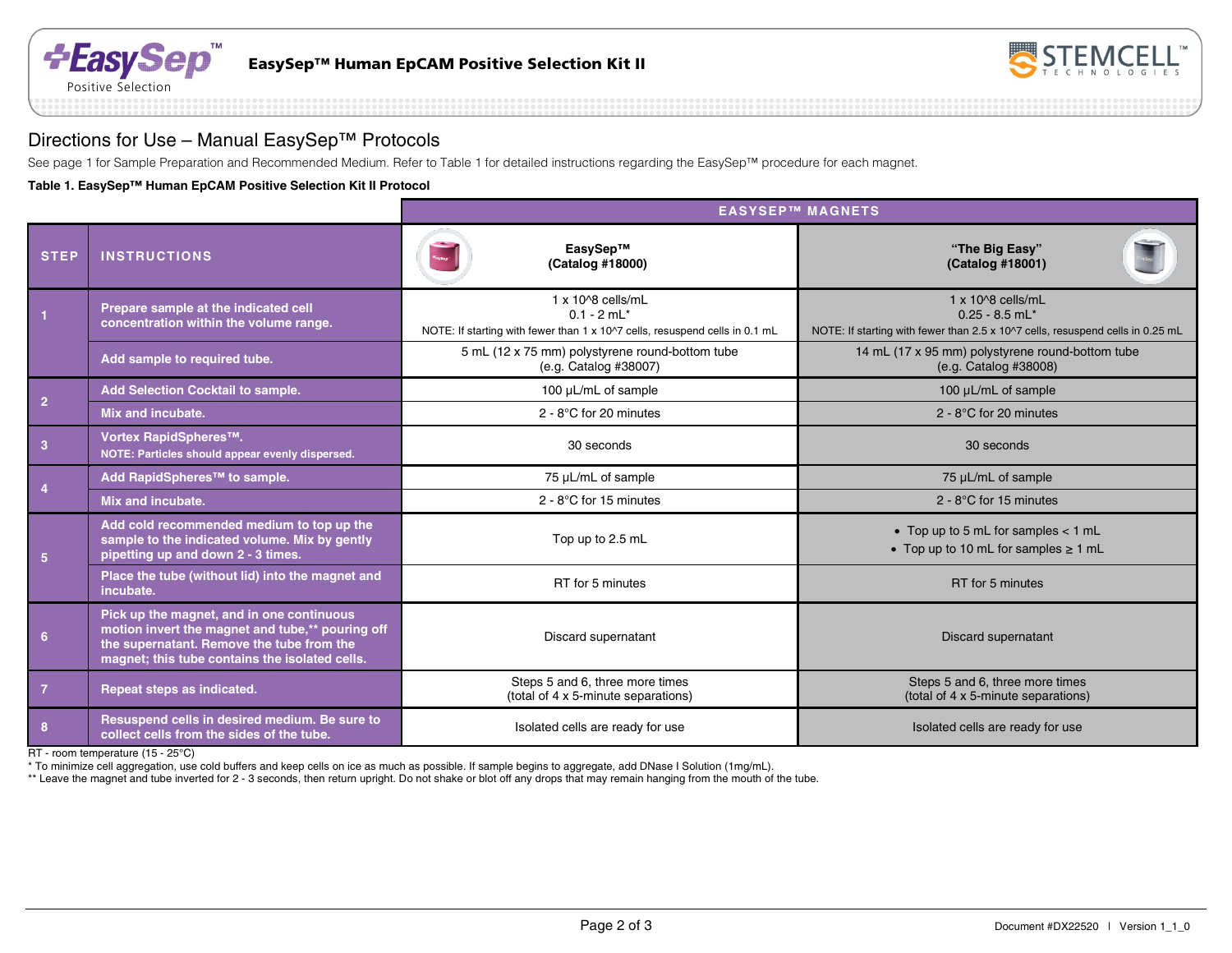# Directions for Use – Manual EasySep™ Protocols

See page 1 for Sample Preparation and Recommended Medium. Refer to Table 1 for detailed instructions regarding the EasySep™ procedure for each magnet.

**Table 1. EasySep™ Human EpCAM Positive Selection Kit II Protocol**

| | | EASYSEP™ MAGNETS | |
|---|---|---|---|
| STEP | INSTRUCTIONS | EasySep™ (Catalog #18000) | "The Big Easy" (Catalog #18001) |
| 1 | Prepare sample at the indicated cell concentration within the volume range. | 1 x 10^8 cells/mL<br>0.1 - 2 mL*<br>NOTE: If starting with fewer than 1 x 10^7 cells, resuspend cells in 0.1 mL | 1 x 10^8 cells/mL<br>0.25 - 8.5 mL*<br>NOTE: If starting with fewer than 2.5 x 10^7 cells, resuspend cells in 0.25 mL |
| | Add sample to required tube. | 5 mL (12 x 75 mm) polystyrene round-bottom tube (e.g. Catalog #38007) | 14 mL (17 x 95 mm) polystyrene round-bottom tube (e.g. Catalog #38008) |
| 2 | Add Selection Cocktail to sample. | 100 µL/mL of sample | 100 µL/mL of sample |
| | Mix and incubate. | 2 - 8°C for 20 minutes | 2 - 8°C for 20 minutes |
| 3 | Vortex RapidSpheres™.<br>NOTE: Particles should appear evenly dispersed. | 30 seconds | 30 seconds |
| 4 | Add RapidSpheres™ to sample. | 75 µL/mL of sample | 75 µL/mL of sample |
| | Mix and incubate. | 2 - 8°C for 15 minutes | 2 - 8°C for 15 minutes |
| 5 | Add cold recommended medium to top up the sample to the indicated volume. Mix by gently pipetting up and down 2 - 3 times. | Top up to 2.5 mL | • Top up to 5 mL for samples < 1 mL<br>• Top up to 10 mL for samples ≥ 1 mL |
| | Place the tube (without lid) into the magnet and incubate. | RT for 5 minutes | RT for 5 minutes |
| 6 | Pick up the magnet, and in one continuous motion invert the magnet and tube,** pouring off the supernatant. Remove the tube from the magnet; this tube contains the isolated cells. | Discard supernatant | Discard supernatant |
| 7 | Repeat steps as indicated. | Steps 5 and 6, three more times (total of 4 x 5-minute separations) | Steps 5 and 6, three more times (total of 4 x 5-minute separations) |
| 8 | Resuspend cells in desired medium. Be sure to collect cells from the sides of the tube. | Isolated cells are ready for use | Isolated cells are ready for use |

RT - room temperature (15 - 25°C)

\* To minimize cell aggregation, use cold buffers and keep cells on ice as much as possible. If sample begins to aggregate, add DNase I Solution (1mg/mL).

\*\* Leave the magnet and tube inverted for 2 - 3 seconds, then return upright. Do not shake or blot off any drops that may remain hanging from the mouth of the tube.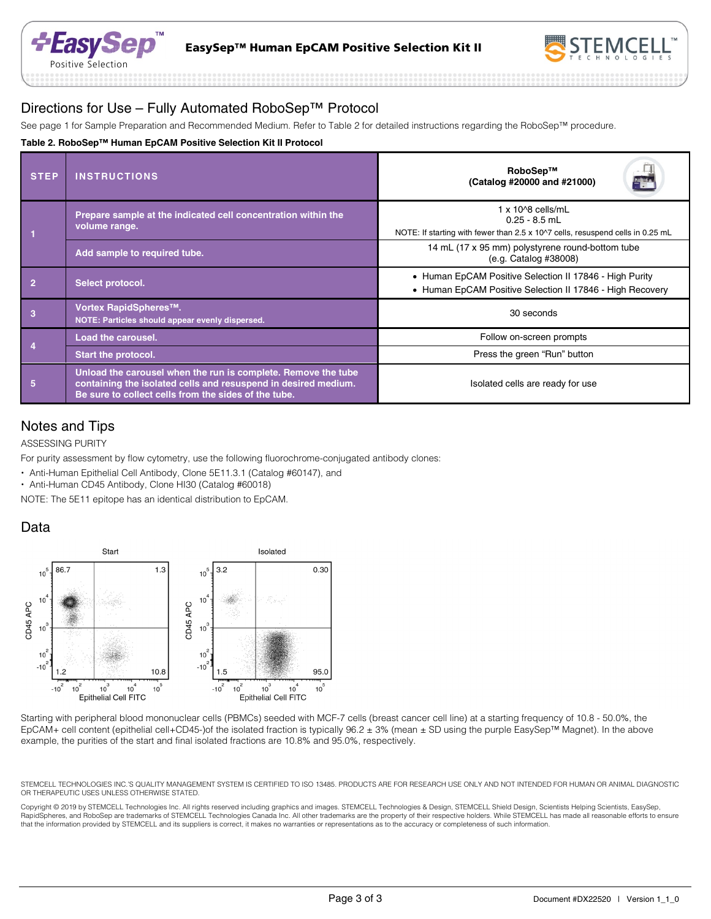EasySep™ Human EpCAM Positive Selection Kit II

## Directions for Use – Fully Automated RoboSep™ Protocol

See page 1 for Sample Preparation and Recommended Medium. Refer to Table 2 for detailed instructions regarding the RoboSep™ procedure.

**Table 2. RoboSep™ Human EpCAM Positive Selection Kit II Protocol**

| STEP | INSTRUCTIONS | RoboSep™ (Catalog #20000 and #21000) |
|---|---|---|
| 1 | Prepare sample at the indicated cell concentration within the volume range. | 1 x 10^8 cells/mL<br>0.25 - 8.5 mL<br>NOTE: If starting with fewer than 2.5 x 10^7 cells, resuspend cells in 0.25 mL |
| | Add sample to required tube. | 14 mL (17 x 95 mm) polystyrene round-bottom tube (e.g. Catalog #38008) |
| 2 | Select protocol. | • Human EpCAM Positive Selection II 17846 - High Purity<br>• Human EpCAM Positive Selection II 17846 - High Recovery |
| 3 | Vortex RapidSpheres™.<br>NOTE: Particles should appear evenly dispersed. | 30 seconds |
| 4 | Load the carousel. | Follow on-screen prompts |
| | Start the protocol. | Press the green "Run" button |
| 5 | Unload the carousel when the run is complete. Remove the tube containing the isolated cells and resuspend in desired medium. Be sure to collect cells from the sides of the tube. | Isolated cells are ready for use |

## Notes and Tips

ASSESSING PURITY

For purity assessment by flow cytometry, use the following fluorochrome-conjugated antibody clones:

- Anti-Human Epithelial Cell Antibody, Clone 5E11.3.1 (Catalog #60147), and
- Anti-Human CD45 Antibody, Clone HI30 (Catalog #60018)

NOTE: The 5E11 epitope has an identical distribution to EpCAM.

## Data

Start
86.7
1.3
1.2
10.8
CD45 APC
Epithelial Cell FITC

Isolated
3.2
0.30
1.5
95.0
CD45 APC
Epithelial Cell FITC

Starting with peripheral blood mononuclear cells (PBMCs) seeded with MCF-7 cells (breast cancer cell line) at a starting frequency of 10.8 - 50.0%, the EpCAM+ cell content (epithelial cell+CD45-)of the isolated fraction is typically 96.2 ± 3% (mean ± SD using the purple EasySep™ Magnet). In the above example, the purities of the start and final isolated fractions are 10.8% and 95.0%, respectively.

STEMCELL TECHNOLOGIES INC.'S QUALITY MANAGEMENT SYSTEM IS CERTIFIED TO ISO 13485. PRODUCTS ARE FOR RESEARCH USE ONLY AND NOT INTENDED FOR HUMAN OR ANIMAL DIAGNOSTIC OR THERAPEUTIC USES UNLESS OTHERWISE STATED.

Copyright © 2019 by STEMCELL Technologies Inc. All rights reserved including graphics and images. STEMCELL Technologies & Design, STEMCELL Shield Design, Scientists Helping Scientists, EasySep, RapidSpheres, and RoboSep are trademarks of STEMCELL Technologies Canada Inc. All other trademarks are the property of their respective holders. While STEMCELL has made all reasonable efforts to ensure that the information provided by STEMCELL and its suppliers is correct, it makes no warranties or representations as to the accuracy or completeness of such information.

Document #DX22520 | Version 1_1_0